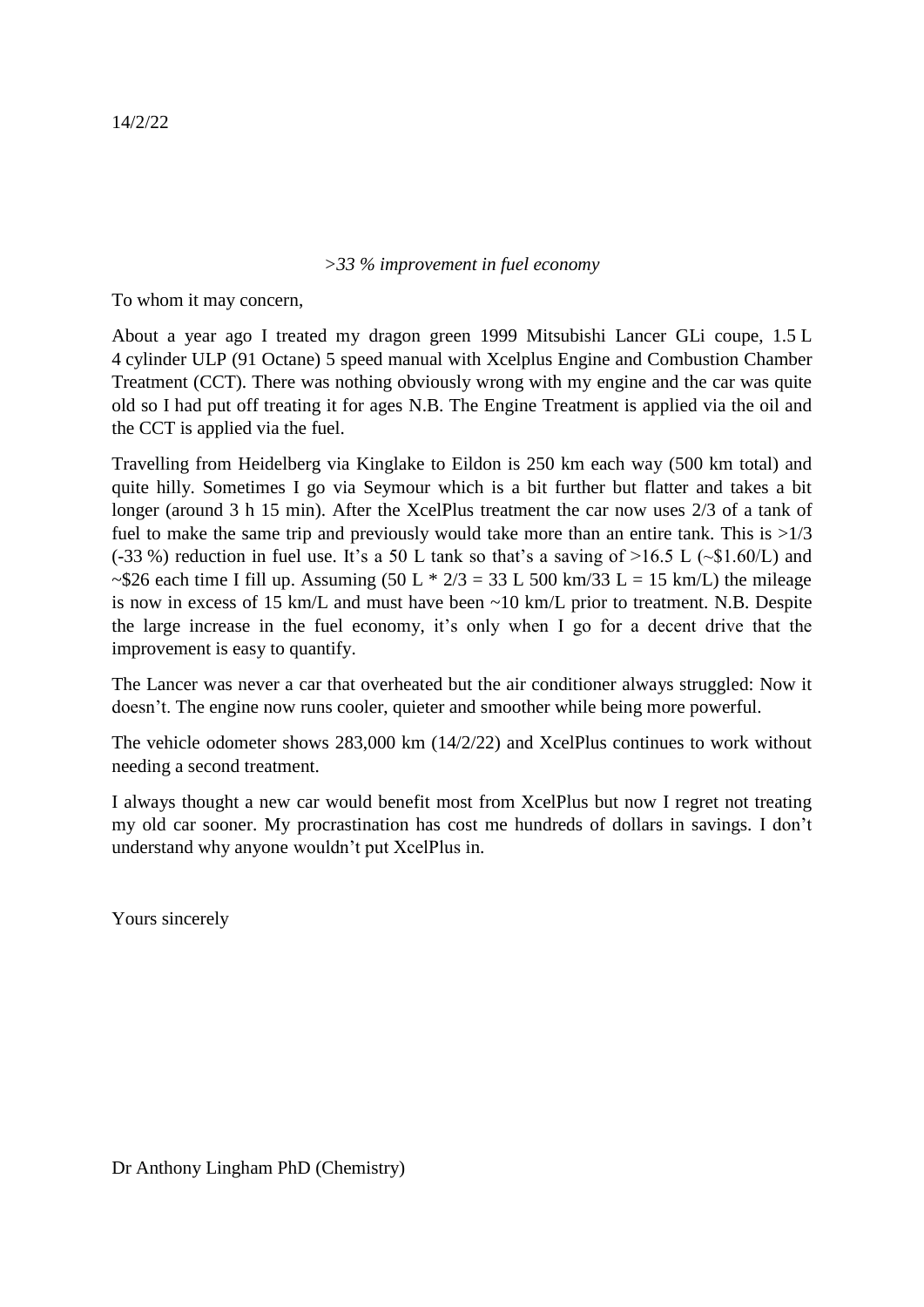14/2/22

*>33 % improvement in fuel economy*

To whom it may concern,

About a year ago I treated my dragon green 1999 Mitsubishi Lancer GLi coupe, 1.5 L 4 cylinder ULP (91 Octane) 5 speed manual with Xcelplus Engine and Combustion Chamber Treatment (CCT). There was nothing obviously wrong with my engine and the car was quite old so I had put off treating it for ages N.B. The Engine Treatment is applied via the oil and the CCT is applied via the fuel.

Travelling from Heidelberg via Kinglake to Eildon is 250 km each way (500 km total) and quite hilly. Sometimes I go via Seymour which is a bit further but flatter and takes a bit longer (around 3 h 15 min). After the XcelPlus treatment the car now uses 2/3 of a tank of fuel to make the same trip and previously would take more than an entire tank. This is >1/3 (-33 %) reduction in fuel use. It's a 50 L tank so that's a saving of >16.5 L (~$1.60/L) and ~$26 each time I fill up. Assuming (50 L * 2/3 = 33 L 500 km/33 L = 15 km/L) the mileage is now in excess of 15 km/L and must have been ~10 km/L prior to treatment. N.B. Despite the large increase in the fuel economy, it's only when I go for a decent drive that the improvement is easy to quantify.

The Lancer was never a car that overheated but the air conditioner always struggled: Now it doesn't. The engine now runs cooler, quieter and smoother while being more powerful.

The vehicle odometer shows 283,000 km (14/2/22) and XcelPlus continues to work without needing a second treatment.

I always thought a new car would benefit most from XcelPlus but now I regret not treating my old car sooner. My procrastination has cost me hundreds of dollars in savings. I don't understand why anyone wouldn't put XcelPlus in.

Yours sincerely

Dr Anthony Lingham PhD (Chemistry)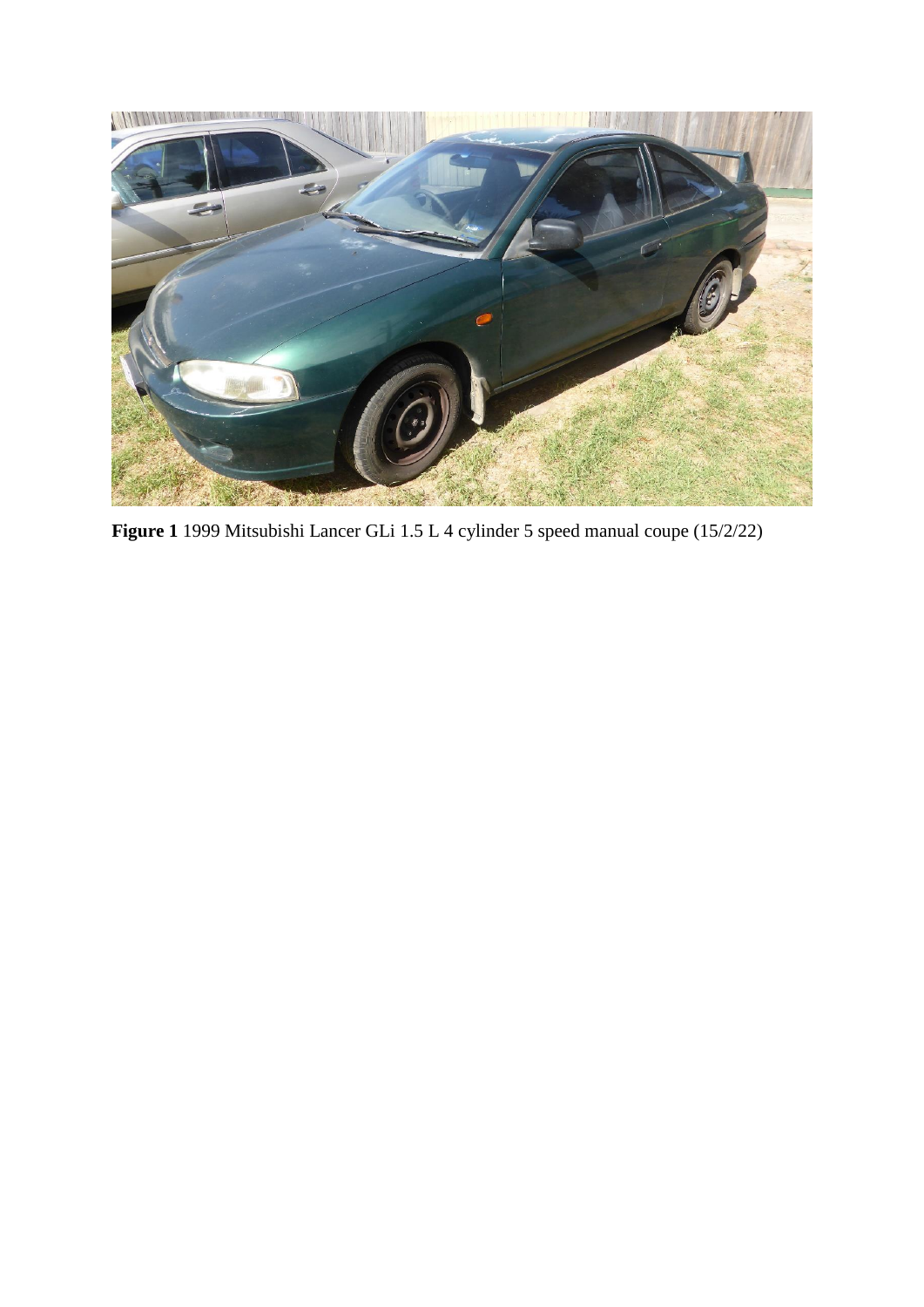**Figure 1** 1999 Mitsubishi Lancer GLi 1.5 L 4 cylinder 5 speed manual coupe (15/2/22)